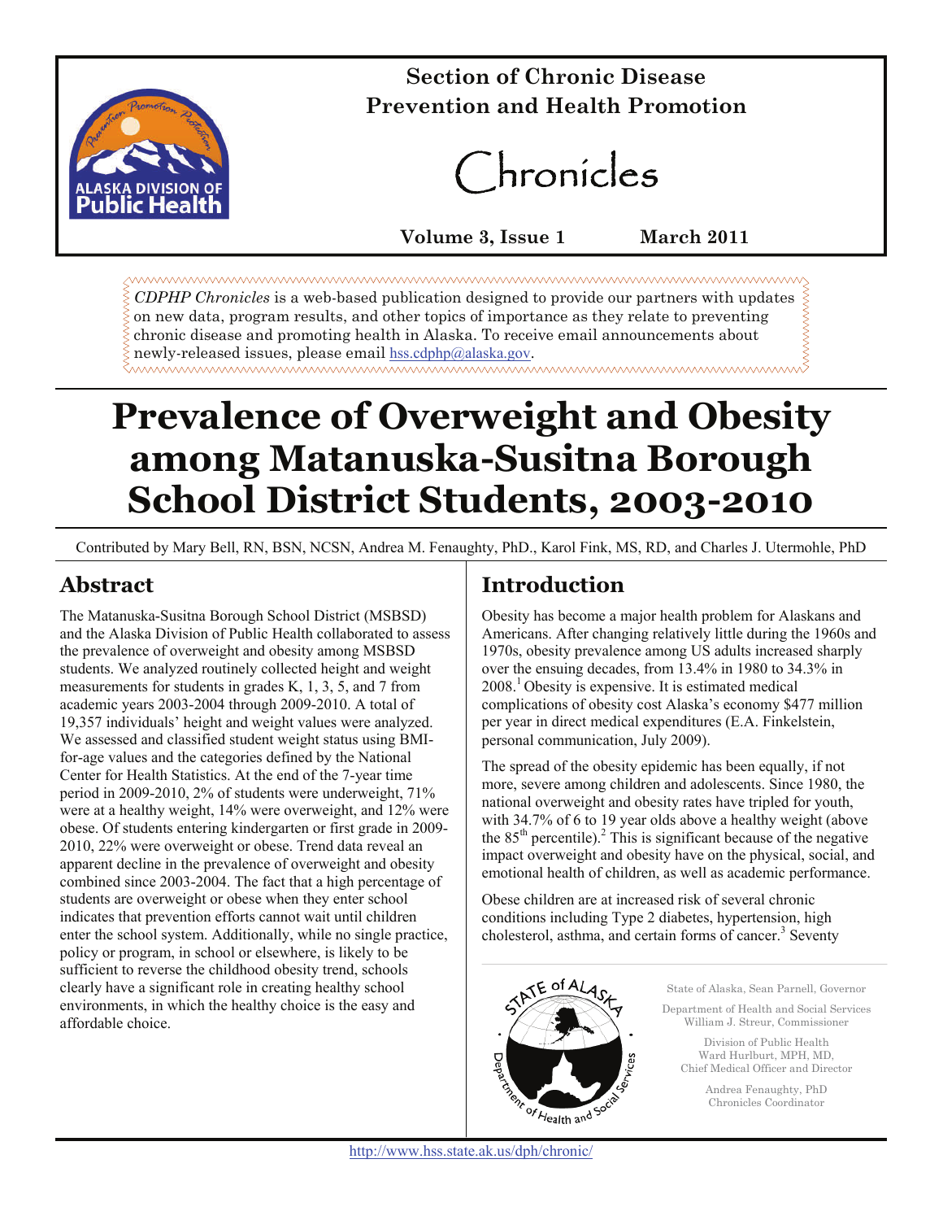# Section of Chronic Disease Prevention and Health Promotion

# Chronicles

**Volume 3, Issue 1 March 2011**

*CDPHP Chronicles* is a web-based publication designed to provide our partners with updates on new data, program results, and other topics of importance as they relate to preventing chronic disease and promoting health in Alaska. To receive email announcements about newly-released issues, please email hss.cdphp@alaska.gov.

# Prevalence of Overweight and Obesity among Matanuska-Susitna Borough School District Students, 2003-2010

Contributed by Mary Bell, RN, BSN, NCSN, Andrea M. Fenaughty, PhD., Karol Fink, MS, RD, and Charles J. Utermohle, PhD

## Abstract

The Matanuska-Susitna Borough School District (MSBSD) and the Alaska Division of Public Health collaborated to assess the prevalence of overweight and obesity among MSBSD students. We analyzed routinely collected height and weight measurements for students in grades K, 1, 3, 5, and 7 from academic years 2003-2004 through 2009-2010. A total of 19,357 individuals' height and weight values were analyzed. We assessed and classified student weight status using BMI-for-age values and the categories defined by the National Center for Health Statistics. At the end of the 7-year time period in 2009-2010, 2% of students were underweight, 71% were at a healthy weight, 14% were overweight, and 12% were obese. Of students entering kindergarten or first grade in 2009-2010, 22% were overweight or obese. Trend data reveal an apparent decline in the prevalence of overweight and obesity combined since 2003-2004. The fact that a high percentage of students are overweight or obese when they enter school indicates that prevention efforts cannot wait until children enter the school system. Additionally, while no single practice, policy or program, in school or elsewhere, is likely to be sufficient to reverse the childhood obesity trend, schools clearly have a significant role in creating healthy school environments, in which the healthy choice is the easy and affordable choice.

## Introduction

Obesity has become a major health problem for Alaskans and Americans. After changing relatively little during the 1960s and 1970s, obesity prevalence among US adults increased sharply over the ensuing decades, from 13.4% in 1980 to 34.3% in 2008.[1] Obesity is expensive. It is estimated medical complications of obesity cost Alaska's economy $477 million per year in direct medical expenditures (E.A. Finkelstein, personal communication, July 2009).

The spread of the obesity epidemic has been equally, if not more, severe among children and adolescents. Since 1980, the national overweight and obesity rates have tripled for youth, with 34.7% of 6 to 19 year olds above a healthy weight (above the 85th percentile).[2] This is significant because of the negative impact overweight and obesity have on the physical, social, and emotional health of children, as well as academic performance.

Obese children are at increased risk of several chronic conditions including Type 2 diabetes, hypertension, high cholesterol, asthma, and certain forms of cancer.[3] Seventy

State of Alaska, Sean Parnell, Governor

Department of Health and Social Services
William J. Streur, Commissioner

Division of Public Health
Ward Hurlburt, MPH, MD,
Chief Medical Officer and Director

Andrea Fenaughty, PhD
Chronicles Coordinator

http://www.hss.state.ak.us/dph/chronic/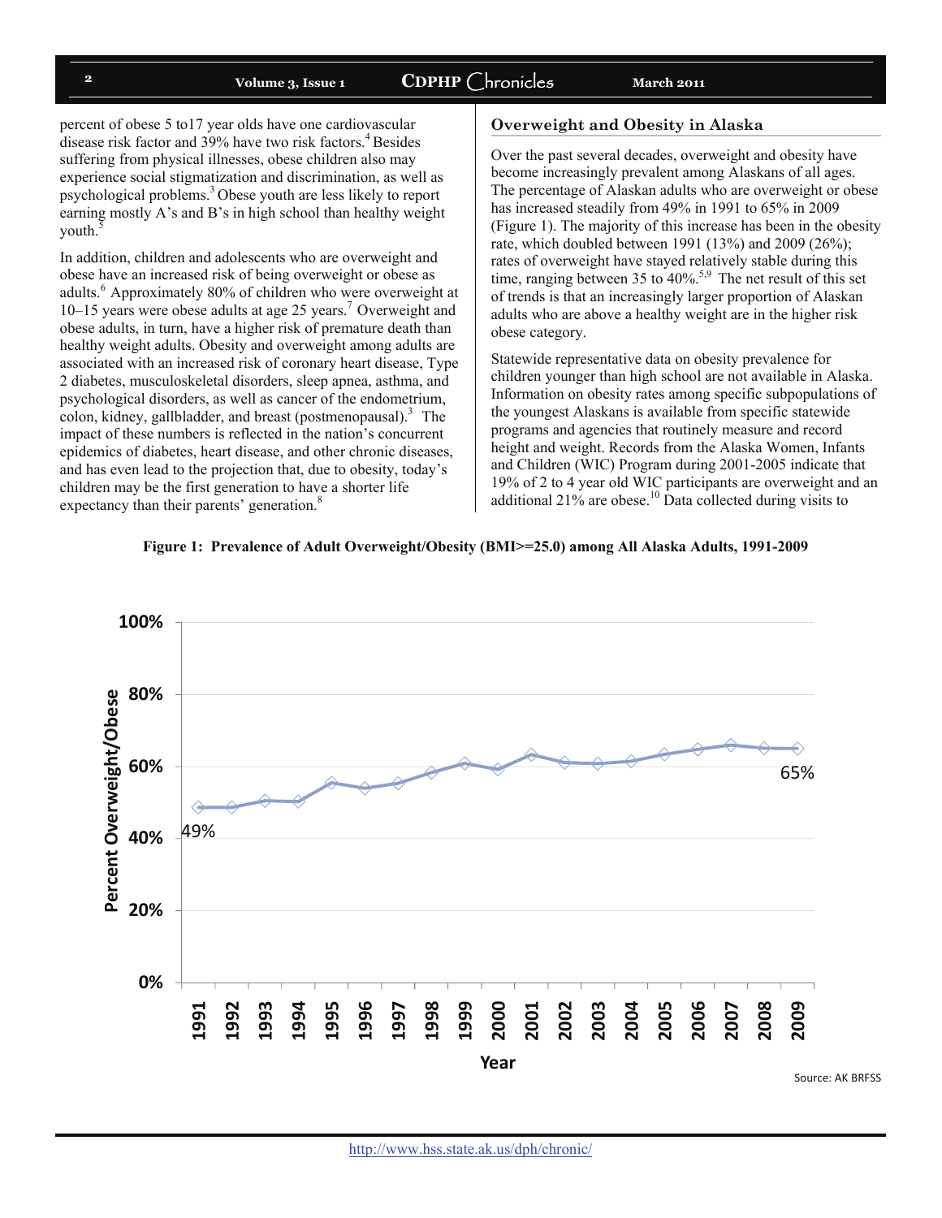percent of obese 5 to17 year olds have one cardiovascular disease risk factor and 39% have two risk factors.[4] Besides suffering from physical illnesses, obese children also may experience social stigmatization and discrimination, as well as psychological problems.[3] Obese youth are less likely to report earning mostly A's and B's in high school than healthy weight youth.[5]

In addition, children and adolescents who are overweight and obese have an increased risk of being overweight or obese as adults.[6] Approximately 80% of children who were overweight at 10–15 years were obese adults at age 25 years.[7] Overweight and obese adults, in turn, have a higher risk of premature death than healthy weight adults. Obesity and overweight among adults are associated with an increased risk of coronary heart disease, Type 2 diabetes, musculoskeletal disorders, sleep apnea, asthma, and psychological disorders, as well as cancer of the endometrium, colon, kidney, gallbladder, and breast (postmenopausal).[3] The impact of these numbers is reflected in the nation's concurrent epidemics of diabetes, heart disease, and other chronic diseases, and has even lead to the projection that, due to obesity, today's children may be the first generation to have a shorter life expectancy than their parents' generation.[8]

## Overweight and Obesity in Alaska

Over the past several decades, overweight and obesity have become increasingly prevalent among Alaskans of all ages. The percentage of Alaskan adults who are overweight or obese has increased steadily from 49% in 1991 to 65% in 2009 (Figure 1). The majority of this increase has been in the obesity rate, which doubled between 1991 (13%) and 2009 (26%); rates of overweight have stayed relatively stable during this time, ranging between 35 to 40%.[5,9] The net result of this set of trends is that an increasingly larger proportion of Alaskan adults who are above a healthy weight are in the higher risk obese category.

Statewide representative data on obesity prevalence for children younger than high school are not available in Alaska. Information on obesity rates among specific subpopulations of the youngest Alaskans is available from specific statewide programs and agencies that routinely measure and record height and weight. Records from the Alaska Women, Infants and Children (WIC) Program during 2001-2005 indicate that 19% of 2 to 4 year old WIC participants are overweight and an additional 21% are obese.[10] Data collected during visits to

**Figure 1: Prevalence of Adult Overweight/Obesity (BMI>=25.0) among All Alaska Adults, 1991-2009**

Source: AK BRFSS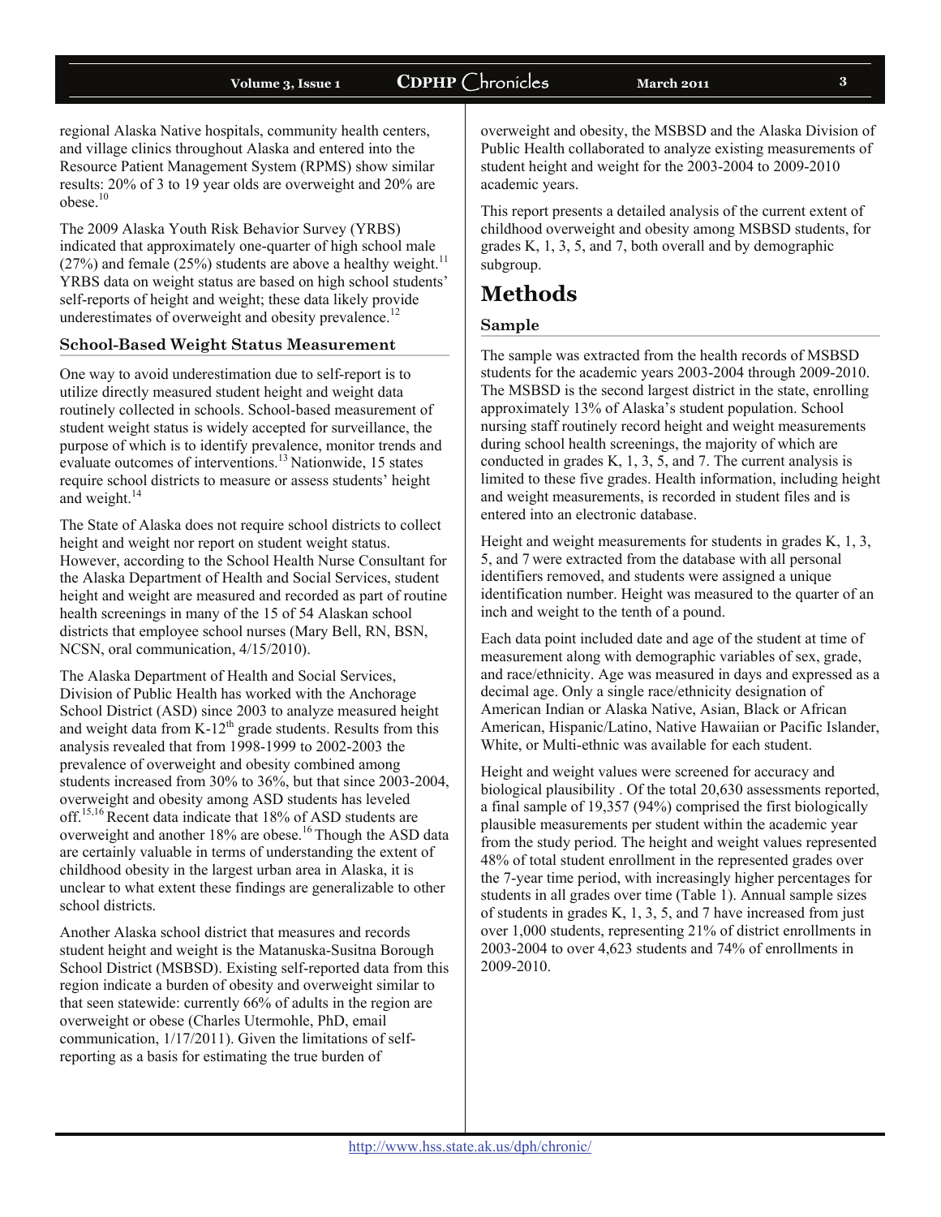regional Alaska Native hospitals, community health centers, and village clinics throughout Alaska and entered into the Resource Patient Management System (RPMS) show similar results: 20% of 3 to 19 year olds are overweight and 20% are obese.[10]

The 2009 Alaska Youth Risk Behavior Survey (YRBS) indicated that approximately one-quarter of high school male (27%) and female (25%) students are above a healthy weight.[11] YRBS data on weight status are based on high school students' self-reports of height and weight; these data likely provide underestimates of overweight and obesity prevalence.[12]

### School-Based Weight Status Measurement

One way to avoid underestimation due to self-report is to utilize directly measured student height and weight data routinely collected in schools. School-based measurement of student weight status is widely accepted for surveillance, the purpose of which is to identify prevalence, monitor trends and evaluate outcomes of interventions.[13] Nationwide, 15 states require school districts to measure or assess students' height and weight.[14]

The State of Alaska does not require school districts to collect height and weight nor report on student weight status. However, according to the School Health Nurse Consultant for the Alaska Department of Health and Social Services, student height and weight are measured and recorded as part of routine health screenings in many of the 15 of 54 Alaskan school districts that employee school nurses (Mary Bell, RN, BSN, NCSN, oral communication, 4/15/2010).

The Alaska Department of Health and Social Services, Division of Public Health has worked with the Anchorage School District (ASD) since 2003 to analyze measured height and weight data from K-12th grade students. Results from this analysis revealed that from 1998-1999 to 2002-2003 the prevalence of overweight and obesity combined among students increased from 30% to 36%, but that since 2003-2004, overweight and obesity among ASD students has leveled off.[15,16] Recent data indicate that 18% of ASD students are overweight and another 18% are obese.[16] Though the ASD data are certainly valuable in terms of understanding the extent of childhood obesity in the largest urban area in Alaska, it is unclear to what extent these findings are generalizable to other school districts.

Another Alaska school district that measures and records student height and weight is the Matanuska-Susitna Borough School District (MSBSD). Existing self-reported data from this region indicate a burden of obesity and overweight similar to that seen statewide: currently 66% of adults in the region are overweight or obese (Charles Utermohle, PhD, email communication, 1/17/2011). Given the limitations of self-reporting as a basis for estimating the true burden of overweight and obesity, the MSBSD and the Alaska Division of Public Health collaborated to analyze existing measurements of student height and weight for the 2003-2004 to 2009-2010 academic years.

This report presents a detailed analysis of the current extent of childhood overweight and obesity among MSBSD students, for grades K, 1, 3, 5, and 7, both overall and by demographic subgroup.

## Methods

### Sample

The sample was extracted from the health records of MSBSD students for the academic years 2003-2004 through 2009-2010. The MSBSD is the second largest district in the state, enrolling approximately 13% of Alaska's student population. School nursing staff routinely record height and weight measurements during school health screenings, the majority of which are conducted in grades K, 1, 3, 5, and 7. The current analysis is limited to these five grades. Health information, including height and weight measurements, is recorded in student files and is entered into an electronic database.

Height and weight measurements for students in grades K, 1, 3, 5, and 7 were extracted from the database with all personal identifiers removed, and students were assigned a unique identification number. Height was measured to the quarter of an inch and weight to the tenth of a pound.

Each data point included date and age of the student at time of measurement along with demographic variables of sex, grade, and race/ethnicity. Age was measured in days and expressed as a decimal age. Only a single race/ethnicity designation of American Indian or Alaska Native, Asian, Black or African American, Hispanic/Latino, Native Hawaiian or Pacific Islander, White, or Multi-ethnic was available for each student.

Height and weight values were screened for accuracy and biological plausibility . Of the total 20,630 assessments reported, a final sample of 19,357 (94%) comprised the first biologically plausible measurements per student within the academic year from the study period. The height and weight values represented 48% of total student enrollment in the represented grades over the 7-year time period, with increasingly higher percentages for students in all grades over time (Table 1). Annual sample sizes of students in grades K, 1, 3, 5, and 7 have increased from just over 1,000 students, representing 21% of district enrollments in 2003-2004 to over 4,623 students and 74% of enrollments in 2009-2010.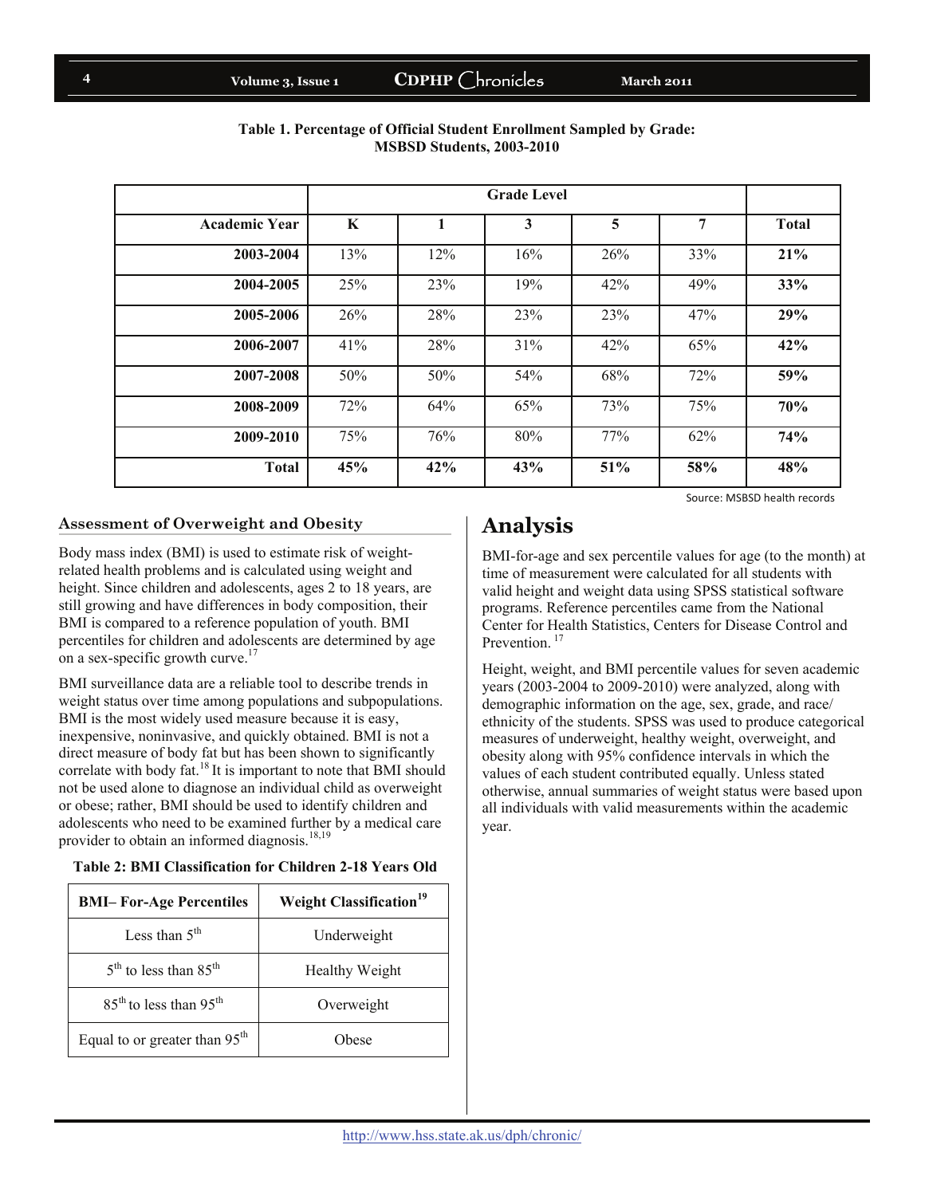**Table 1. Percentage of Official Student Enrollment Sampled by Grade: MSBSD Students, 2003-2010**

| | Grade Level | | | | | |
|---|---|---|---|---|---|---|
| **Academic Year** | **K** | **1** | **3** | **5** | **7** | **Total** |
| **2003-2004** | 13% | 12% | 16% | 26% | 33% | **21%** |
| **2004-2005** | 25% | 23% | 19% | 42% | 49% | **33%** |
| **2005-2006** | 26% | 28% | 23% | 23% | 47% | **29%** |
| **2006-2007** | 41% | 28% | 31% | 42% | 65% | **42%** |
| **2007-2008** | 50% | 50% | 54% | 68% | 72% | **59%** |
| **2008-2009** | 72% | 64% | 65% | 73% | 75% | **70%** |
| **2009-2010** | 75% | 76% | 80% | 77% | 62% | **74%** |
| **Total** | **45%** | **42%** | **43%** | **51%** | **58%** | **48%** |

Source: MSBSD health records

### Assessment of Overweight and Obesity

Body mass index (BMI) is used to estimate risk of weight-related health problems and is calculated using weight and height. Since children and adolescents, ages 2 to 18 years, are still growing and have differences in body composition, their BMI is compared to a reference population of youth. BMI percentiles for children and adolescents are determined by age on a sex-specific growth curve.[17]

BMI surveillance data are a reliable tool to describe trends in weight status over time among populations and subpopulations. BMI is the most widely used measure because it is easy, inexpensive, noninvasive, and quickly obtained. BMI is not a direct measure of body fat but has been shown to significantly correlate with body fat.[18] It is important to note that BMI should not be used alone to diagnose an individual child as overweight or obese; rather, BMI should be used to identify children and adolescents who need to be examined further by a medical care provider to obtain an informed diagnosis.[18,19]

**Table 2: BMI Classification for Children 2-18 Years Old**

| BMI– For-Age Percentiles | Weight Classification[19] |
|---|---|
| Less than 5th | Underweight |
| 5th to less than 85th | Healthy Weight |
| 85th to less than 95th | Overweight |
| Equal to or greater than 95th | Obese |

## Analysis

BMI-for-age and sex percentile values for age (to the month) at time of measurement were calculated for all students with valid height and weight data using SPSS statistical software programs. Reference percentiles came from the National Center for Health Statistics, Centers for Disease Control and Prevention.[17]

Height, weight, and BMI percentile values for seven academic years (2003-2004 to 2009-2010) were analyzed, along with demographic information on the age, sex, grade, and race/ethnicity of the students. SPSS was used to produce categorical measures of underweight, healthy weight, overweight, and obesity along with 95% confidence intervals in which the values of each student contributed equally. Unless stated otherwise, annual summaries of weight status were based upon all individuals with valid measurements within the academic year.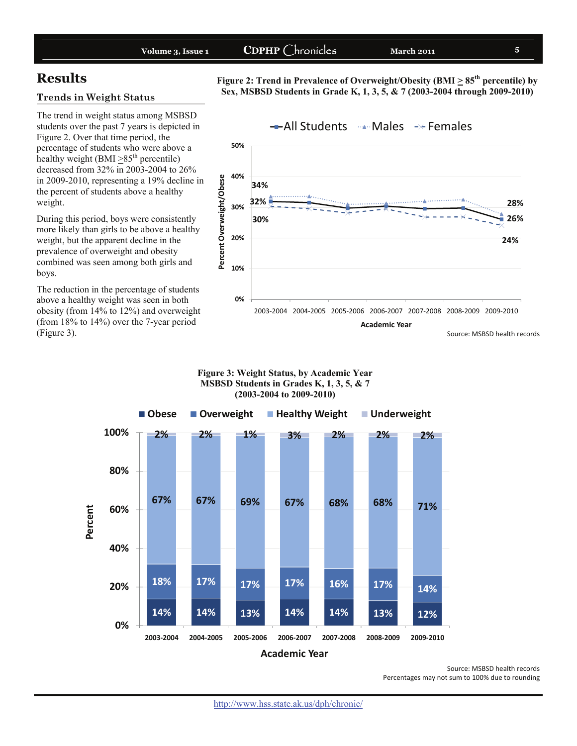## Results

### Trends in Weight Status

The trend in weight status among MSBSD students over the past 7 years is depicted in Figure 2. Over that time period, the percentage of students who were above a healthy weight (BMI ≥85[th] percentile) decreased from 32% in 2003-2004 to 26% in 2009-2010, representing a 19% decline in the percent of students above a healthy weight.

During this period, boys were consistently more likely than girls to be above a healthy weight, but the apparent decline in the prevalence of overweight and obesity combined was seen among both girls and boys.

The reduction in the percentage of students above a healthy weight was seen in both obesity (from 14% to 12%) and overweight (from 18% to 14%) over the 7-year period (Figure 3).

**Figure 2: Trend in Prevalence of Overweight/Obesity (BMI ≥ 85[th] percentile) by Sex, MSBSD Students in Grade K, 1, 3, 5, & 7 (2003-2004 through 2009-2010)**

| Academic Year | All Students | Males | Females |
|---|---|---|---|
| 2003-2004 | 32% | 34% | 30% |
| 2009-2010 | 26% | 28% | 24% |

Source: MSBSD health records

**Figure 3: Weight Status, by Academic Year MSBSD Students in Grades K, 1, 3, 5, & 7 (2003-2004 to 2009-2010)**

| Academic Year | Obese | Overweight | Healthy Weight | Underweight |
|---|---|---|---|---|
| 2003-2004 | 14% | 18% | 67% | 2% |
| 2004-2005 | 14% | 17% | 67% | 2% |
| 2005-2006 | 13% | 17% | 69% | 1% |
| 2006-2007 | 14% | 17% | 67% | 3% |
| 2007-2008 | 14% | 16% | 68% | 2% |
| 2008-2009 | 13% | 17% | 68% | 2% |
| 2009-2010 | 12% | 14% | 71% | 2% |

Source: MSBSD health records
Percentages may not sum to 100% due to rounding

http://www.hss.state.ak.us/dph/chronic/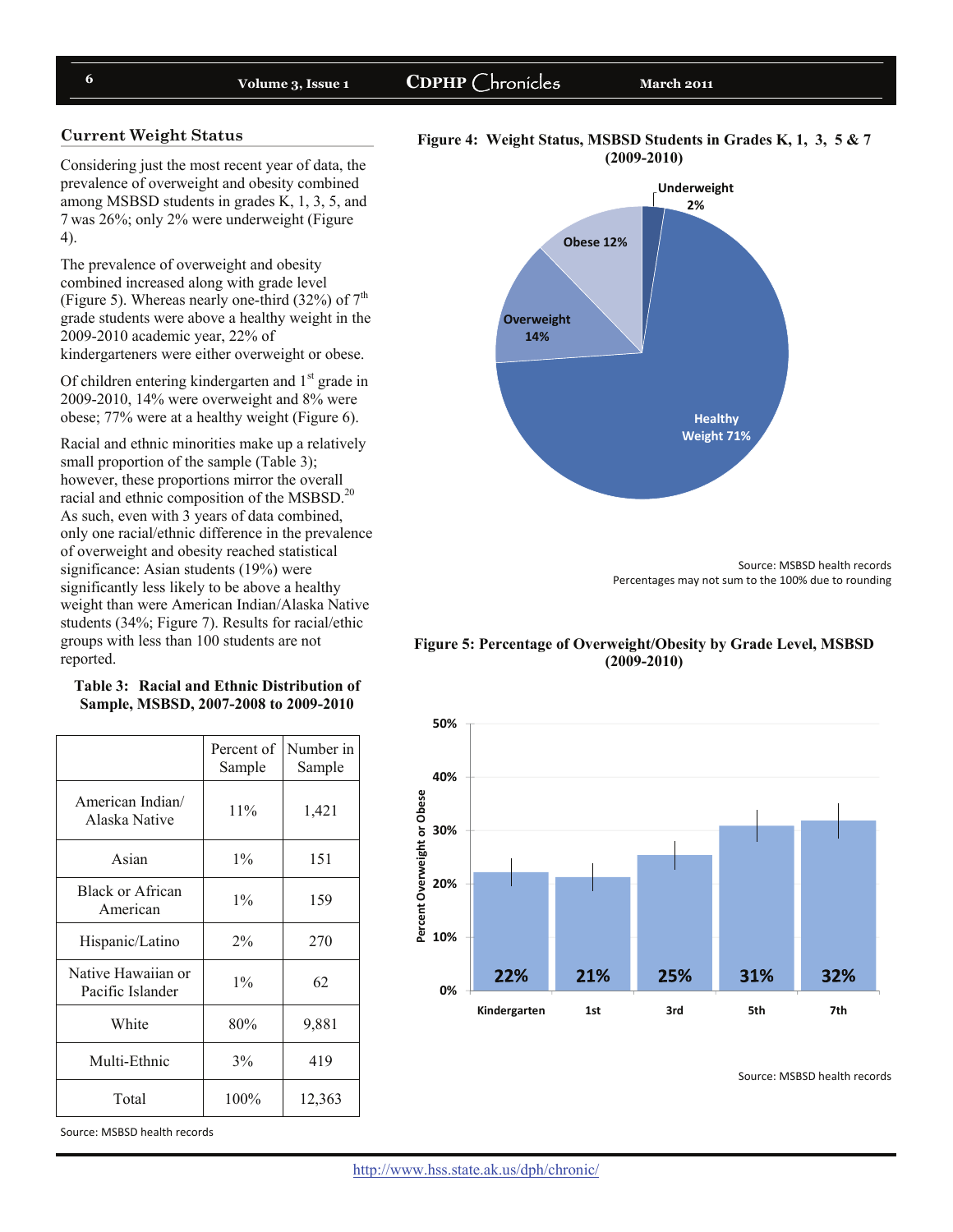## Current Weight Status

Considering just the most recent year of data, the prevalence of overweight and obesity combined among MSBSD students in grades K, 1, 3, 5, and 7 was 26%; only 2% were underweight (Figure 4).

The prevalence of overweight and obesity combined increased along with grade level (Figure 5). Whereas nearly one-third (32%) of 7th grade students were above a healthy weight in the 2009-2010 academic year, 22% of kindergarteners were either overweight or obese.

Of children entering kindergarten and 1st grade in 2009-2010, 14% were overweight and 8% were obese; 77% were at a healthy weight (Figure 6).

Racial and ethnic minorities make up a relatively small proportion of the sample (Table 3); however, these proportions mirror the overall racial and ethnic composition of the MSBSD.[20] As such, even with 3 years of data combined, only one racial/ethnic difference in the prevalence of overweight and obesity reached statistical significance: Asian students (19%) were significantly less likely to be above a healthy weight than were American Indian/Alaska Native students (34%; Figure 7). Results for racial/ethic groups with less than 100 students are not reported.

**Table 3: Racial and Ethnic Distribution of Sample, MSBSD, 2007-2008 to 2009-2010**

| | Percent of Sample | Number in Sample |
|---|---|---|
| American Indian/ Alaska Native | 11% | 1,421 |
| Asian | 1% | 151 |
| Black or African American | 1% | 159 |
| Hispanic/Latino | 2% | 270 |
| Native Hawaiian or Pacific Islander | 1% | 62 |
| White | 80% | 9,881 |
| Multi-Ethnic | 3% | 419 |
| Total | 100% | 12,363 |

Source: MSBSD health records

**Figure 4: Weight Status, MSBSD Students in Grades K, 1, 3, 5 & 7 (2009-2010)**

Underweight 2%
Obese 12%
Overweight 14%
Healthy Weight 71%

Source: MSBSD health records
Percentages may not sum to the 100% due to rounding

**Figure 5: Percentage of Overweight/Obesity by Grade Level, MSBSD (2009-2010)**

| Grade | Percent Overweight or Obese |
|---|---|
| Kindergarten | 22% |
| 1st | 21% |
| 3rd | 25% |
| 5th | 31% |
| 7th | 32% |

Source: MSBSD health records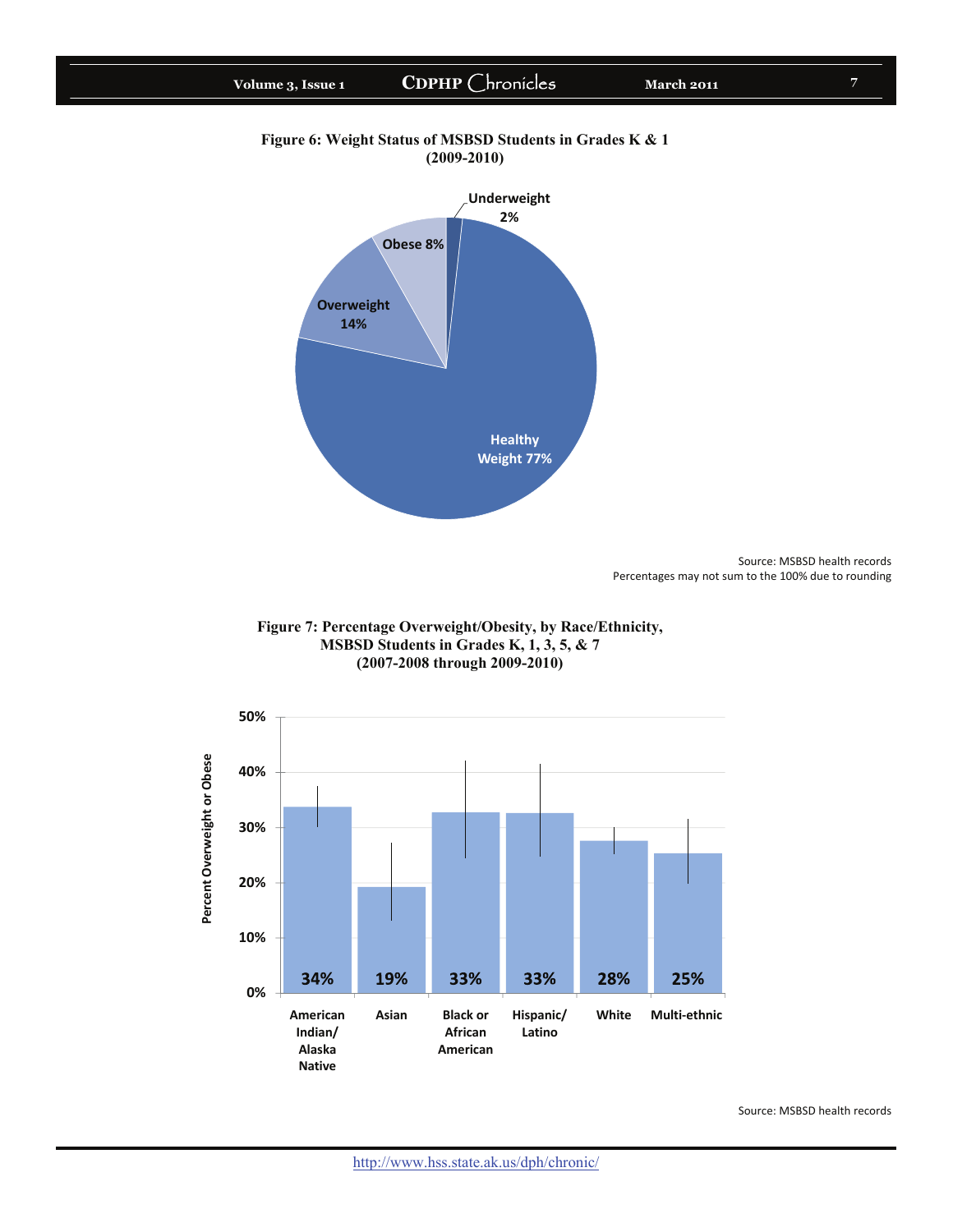**Figure 6: Weight Status of MSBSD Students in Grades K & 1 (2009-2010)**

| Weight Status | Percent |
| --- | --- |
| Underweight | 2% |
| Healthy Weight | 77% |
| Overweight | 14% |
| Obese | 8% |

Source: MSBSD health records
Percentages may not sum to the 100% due to rounding

**Figure 7: Percentage Overweight/Obesity, by Race/Ethnicity, MSBSD Students in Grades K, 1, 3, 5, & 7 (2007-2008 through 2009-2010)**

| Race/Ethnicity | Percent Overweight or Obese |
| --- | --- |
| American Indian/ Alaska Native | 34% |
| Asian | 19% |
| Black or African American | 33% |
| Hispanic/ Latino | 33% |
| White | 28% |
| Multi-ethnic | 25% |

Source: MSBSD health records

http://www.hss.state.ak.us/dph/chronic/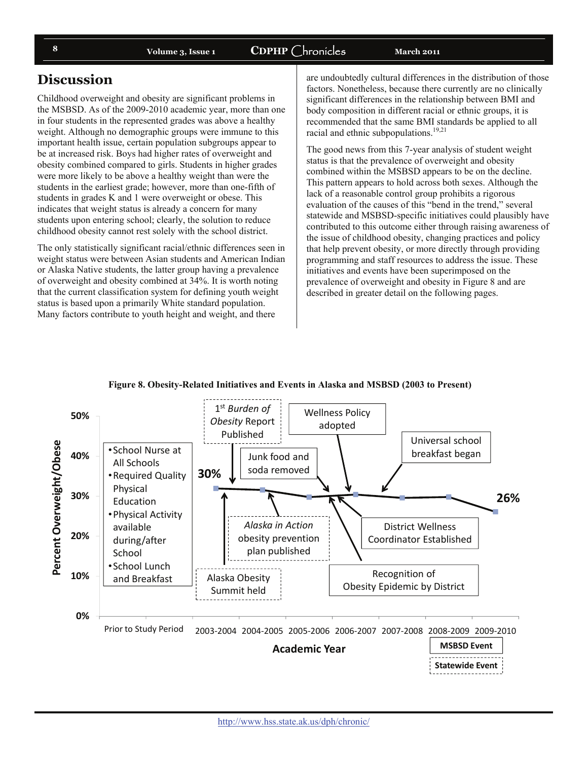## Discussion

Childhood overweight and obesity are significant problems in the MSBSD. As of the 2009-2010 academic year, more than one in four students in the represented grades was above a healthy weight. Although no demographic groups were immune to this important health issue, certain population subgroups appear to be at increased risk. Boys had higher rates of overweight and obesity combined compared to girls. Students in higher grades were more likely to be above a healthy weight than were the students in the earliest grade; however, more than one-fifth of students in grades K and 1 were overweight or obese. This indicates that weight status is already a concern for many students upon entering school; clearly, the solution to reduce childhood obesity cannot rest solely with the school district.

The only statistically significant racial/ethnic differences seen in weight status were between Asian students and American Indian or Alaska Native students, the latter group having a prevalence of overweight and obesity combined at 34%. It is worth noting that the current classification system for defining youth weight status is based upon a primarily White standard population. Many factors contribute to youth height and weight, and there are undoubtedly cultural differences in the distribution of those factors. Nonetheless, because there currently are no clinically significant differences in the relationship between BMI and body composition in different racial or ethnic groups, it is recommended that the same BMI standards be applied to all racial and ethnic subpopulations.[19,21]

The good news from this 7-year analysis of student weight status is that the prevalence of overweight and obesity combined within the MSBSD appears to be on the decline. This pattern appears to hold across both sexes. Although the lack of a reasonable control group prohibits a rigorous evaluation of the causes of this "bend in the trend," several statewide and MSBSD-specific initiatives could plausibly have contributed to this outcome either through raising awareness of the issue of childhood obesity, changing practices and policy that help prevent obesity, or more directly through providing programming and staff resources to address the issue. These initiatives and events have been superimposed on the prevalence of overweight and obesity in Figure 8 and are described in greater detail on the following pages.

**Figure 8. Obesity-Related Initiatives and Events in Alaska and MSBSD (2003 to Present)**

Prior to Study Period:
- School Nurse at All Schools
- Required Quality Physical Education
- Physical Activity available during/after School
- School Lunch and Breakfast

Percent Overweight/Obese: 30% (2003-2004) to 26% (2009-2010)

MSBSD Events: Junk food and soda removed; Wellness Policy adopted; Universal school breakfast began; District Wellness Coordinator Established; Recognition of Obesity Epidemic by District

Statewide Events: 1st *Burden of Obesity* Report Published; *Alaska in Action* obesity prevention plan published; Alaska Obesity Summit held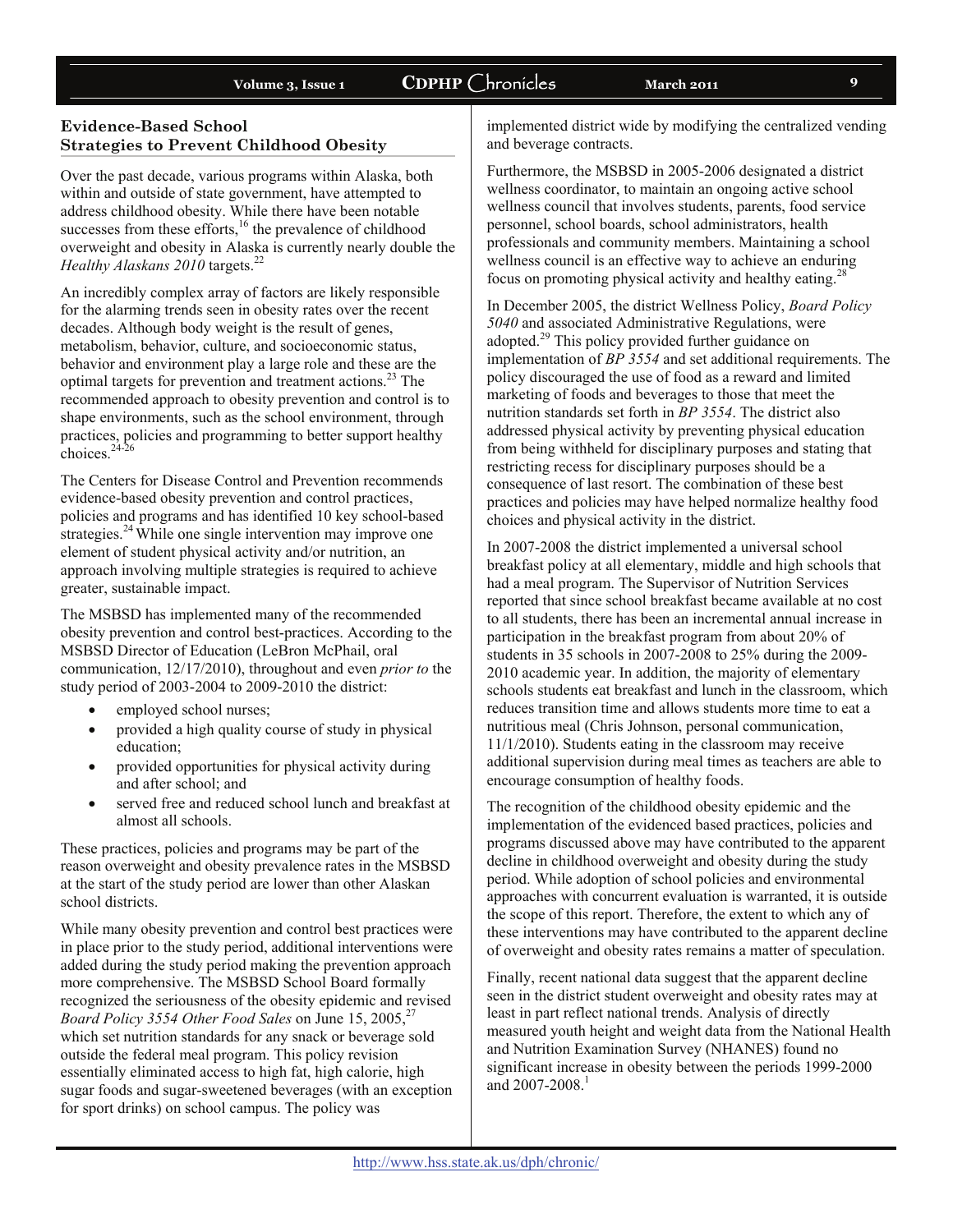## Evidence-Based School Strategies to Prevent Childhood Obesity

Over the past decade, various programs within Alaska, both within and outside of state government, have attempted to address childhood obesity. While there have been notable successes from these efforts,[16] the prevalence of childhood overweight and obesity in Alaska is currently nearly double the *Healthy Alaskans 2010* targets.[22]

An incredibly complex array of factors are likely responsible for the alarming trends seen in obesity rates over the recent decades. Although body weight is the result of genes, metabolism, behavior, culture, and socioeconomic status, behavior and environment play a large role and these are the optimal targets for prevention and treatment actions.[23] The recommended approach to obesity prevention and control is to shape environments, such as the school environment, through practices, policies and programming to better support healthy choices.[24-26]

The Centers for Disease Control and Prevention recommends evidence-based obesity prevention and control practices, policies and programs and has identified 10 key school-based strategies.[24] While one single intervention may improve one element of student physical activity and/or nutrition, an approach involving multiple strategies is required to achieve greater, sustainable impact.

The MSBSD has implemented many of the recommended obesity prevention and control best-practices. According to the MSBSD Director of Education (LeBron McPhail, oral communication, 12/17/2010), throughout and even *prior to* the study period of 2003-2004 to 2009-2010 the district:

- employed school nurses;
- provided a high quality course of study in physical education;
- provided opportunities for physical activity during and after school; and
- served free and reduced school lunch and breakfast at almost all schools.

These practices, policies and programs may be part of the reason overweight and obesity prevalence rates in the MSBSD at the start of the study period are lower than other Alaskan school districts.

While many obesity prevention and control best practices were in place prior to the study period, additional interventions were added during the study period making the prevention approach more comprehensive. The MSBSD School Board formally recognized the seriousness of the obesity epidemic and revised *Board Policy 3554 Other Food Sales* on June 15, 2005,[27] which set nutrition standards for any snack or beverage sold outside the federal meal program. This policy revision essentially eliminated access to high fat, high calorie, high sugar foods and sugar-sweetened beverages (with an exception for sport drinks) on school campus. The policy was implemented district wide by modifying the centralized vending and beverage contracts.

Furthermore, the MSBSD in 2005-2006 designated a district wellness coordinator, to maintain an ongoing active school wellness council that involves students, parents, food service personnel, school boards, school administrators, health professionals and community members. Maintaining a school wellness council is an effective way to achieve an enduring focus on promoting physical activity and healthy eating.[28]

In December 2005, the district Wellness Policy, *Board Policy 5040* and associated Administrative Regulations, were adopted.[29] This policy provided further guidance on implementation of *BP 3554* and set additional requirements. The policy discouraged the use of food as a reward and limited marketing of foods and beverages to those that meet the nutrition standards set forth in *BP 3554*. The district also addressed physical activity by preventing physical education from being withheld for disciplinary purposes and stating that restricting recess for disciplinary purposes should be a consequence of last resort. The combination of these best practices and policies may have helped normalize healthy food choices and physical activity in the district.

In 2007-2008 the district implemented a universal school breakfast policy at all elementary, middle and high schools that had a meal program. The Supervisor of Nutrition Services reported that since school breakfast became available at no cost to all students, there has been an incremental annual increase in participation in the breakfast program from about 20% of students in 35 schools in 2007-2008 to 25% during the 2009-2010 academic year. In addition, the majority of elementary schools students eat breakfast and lunch in the classroom, which reduces transition time and allows students more time to eat a nutritious meal (Chris Johnson, personal communication, 11/1/2010). Students eating in the classroom may receive additional supervision during meal times as teachers are able to encourage consumption of healthy foods.

The recognition of the childhood obesity epidemic and the implementation of the evidenced based practices, policies and programs discussed above may have contributed to the apparent decline in childhood overweight and obesity during the study period. While adoption of school policies and environmental approaches with concurrent evaluation is warranted, it is outside the scope of this report. Therefore, the extent to which any of these interventions may have contributed to the apparent decline of overweight and obesity rates remains a matter of speculation.

Finally, recent national data suggest that the apparent decline seen in the district student overweight and obesity rates may at least in part reflect national trends. Analysis of directly measured youth height and weight data from the National Health and Nutrition Examination Survey (NHANES) found no significant increase in obesity between the periods 1999-2000 and 2007-2008.[1]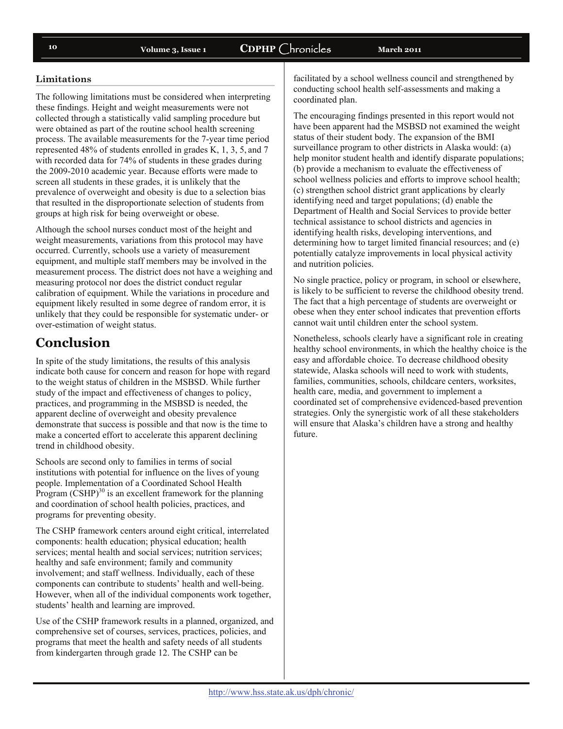### Limitations

The following limitations must be considered when interpreting these findings. Height and weight measurements were not collected through a statistically valid sampling procedure but were obtained as part of the routine school health screening process. The available measurements for the 7-year time period represented 48% of students enrolled in grades K, 1, 3, 5, and 7 with recorded data for 74% of students in these grades during the 2009-2010 academic year. Because efforts were made to screen all students in these grades, it is unlikely that the prevalence of overweight and obesity is due to a selection bias that resulted in the disproportionate selection of students from groups at high risk for being overweight or obese.

Although the school nurses conduct most of the height and weight measurements, variations from this protocol may have occurred. Currently, schools use a variety of measurement equipment, and multiple staff members may be involved in the measurement process. The district does not have a weighing and measuring protocol nor does the district conduct regular calibration of equipment. While the variations in procedure and equipment likely resulted in some degree of random error, it is unlikely that they could be responsible for systematic under- or over-estimation of weight status.

## Conclusion

In spite of the study limitations, the results of this analysis indicate both cause for concern and reason for hope with regard to the weight status of children in the MSBSD. While further study of the impact and effectiveness of changes to policy, practices, and programming in the MSBSD is needed, the apparent decline of overweight and obesity prevalence demonstrate that success is possible and that now is the time to make a concerted effort to accelerate this apparent declining trend in childhood obesity.

Schools are second only to families in terms of social institutions with potential for influence on the lives of young people. Implementation of a Coordinated School Health Program (CSHP)[30] is an excellent framework for the planning and coordination of school health policies, practices, and programs for preventing obesity.

The CSHP framework centers around eight critical, interrelated components: health education; physical education; health services; mental health and social services; nutrition services; healthy and safe environment; family and community involvement; and staff wellness. Individually, each of these components can contribute to students' health and well-being. However, when all of the individual components work together, students' health and learning are improved.

Use of the CSHP framework results in a planned, organized, and comprehensive set of courses, services, practices, policies, and programs that meet the health and safety needs of all students from kindergarten through grade 12. The CSHP can be facilitated by a school wellness council and strengthened by conducting school health self-assessments and making a coordinated plan.

The encouraging findings presented in this report would not have been apparent had the MSBSD not examined the weight status of their student body. The expansion of the BMI surveillance program to other districts in Alaska would: (a) help monitor student health and identify disparate populations; (b) provide a mechanism to evaluate the effectiveness of school wellness policies and efforts to improve school health; (c) strengthen school district grant applications by clearly identifying need and target populations; (d) enable the Department of Health and Social Services to provide better technical assistance to school districts and agencies in identifying health risks, developing interventions, and determining how to target limited financial resources; and (e) potentially catalyze improvements in local physical activity and nutrition policies.

No single practice, policy or program, in school or elsewhere, is likely to be sufficient to reverse the childhood obesity trend. The fact that a high percentage of students are overweight or obese when they enter school indicates that prevention efforts cannot wait until children enter the school system.

Nonetheless, schools clearly have a significant role in creating healthy school environments, in which the healthy choice is the easy and affordable choice. To decrease childhood obesity statewide, Alaska schools will need to work with students, families, communities, schools, childcare centers, worksites, health care, media, and government to implement a coordinated set of comprehensive evidenced-based prevention strategies. Only the synergistic work of all these stakeholders will ensure that Alaska's children have a strong and healthy future.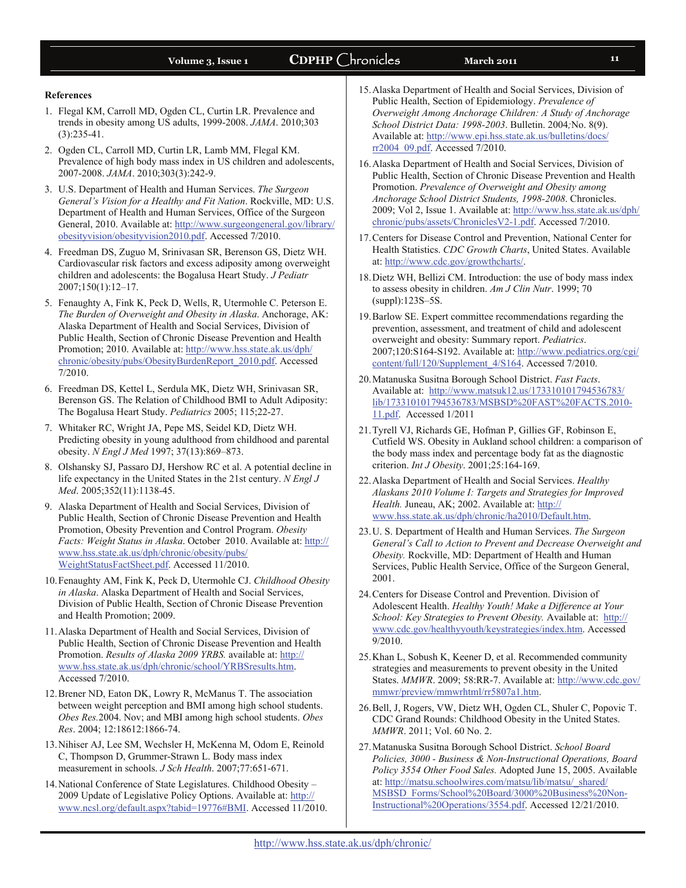**References**

1. Flegal KM, Carroll MD, Ogden CL, Curtin LR. Prevalence and trends in obesity among US adults, 1999-2008. *JAMA*. 2010;303 (3):235-41.
2. Ogden CL, Carroll MD, Curtin LR, Lamb MM, Flegal KM. Prevalence of high body mass index in US children and adolescents, 2007-2008. *JAMA*. 2010;303(3):242-9.
3. U.S. Department of Health and Human Services. *The Surgeon General's Vision for a Healthy and Fit Nation*. Rockville, MD: U.S. Department of Health and Human Services, Office of the Surgeon General, 2010. Available at: http://www.surgeongeneral.gov/library/obesityvision/obesityvision2010.pdf. Accessed 7/2010.
4. Freedman DS, Zuguo M, Srinivasan SR, Berenson GS, Dietz WH. Cardiovascular risk factors and excess adiposity among overweight children and adolescents: the Bogalusa Heart Study. *J Pediatr* 2007;150(1):12–17.
5. Fenaughty A, Fink K, Peck D, Wells, R, Utermohle C. Peterson E. *The Burden of Overweight and Obesity in Alaska*. Anchorage, AK: Alaska Department of Health and Social Services, Division of Public Health, Section of Chronic Disease Prevention and Health Promotion; 2010. Available at: http://www.hss.state.ak.us/dph/chronic/obesity/pubs/ObesityBurdenReport_2010.pdf. Accessed 7/2010.
6. Freedman DS, Kettel L, Serdula MK, Dietz WH, Srinivasan SR, Berenson GS. The Relation of Childhood BMI to Adult Adiposity: The Bogalusa Heart Study. *Pediatrics* 2005; 115;22-27.
7. Whitaker RC, Wright JA, Pepe MS, Seidel KD, Dietz WH. Predicting obesity in young adulthood from childhood and parental obesity. *N Engl J Med* 1997; 37(13):869–873.
8. Olshansky SJ, Passaro DJ, Hershow RC et al. A potential decline in life expectancy in the United States in the 21st century. *N Engl J Med*. 2005;352(11):1138-45.
9. Alaska Department of Health and Social Services, Division of Public Health, Section of Chronic Disease Prevention and Health Promotion, Obesity Prevention and Control Program. *Obesity Facts: Weight Status in Alaska*. October 2010. Available at: http://www.hss.state.ak.us/dph/chronic/obesity/pubs/WeightStatusFactSheet.pdf. Accessed 11/2010.
10. Fenaughty AM, Fink K, Peck D, Utermohle CJ. *Childhood Obesity in Alaska*. Alaska Department of Health and Social Services, Division of Public Health, Section of Chronic Disease Prevention and Health Promotion; 2009.
11. Alaska Department of Health and Social Services, Division of Public Health, Section of Chronic Disease Prevention and Health Promotion. *Results of Alaska 2009 YRBS.* available at: http://www.hss.state.ak.us/dph/chronic/school/YRBSresults.htm. Accessed 7/2010.
12. Brener ND, Eaton DK, Lowry R, McManus T. The association between weight perception and BMI among high school students. *Obes Res.*2004. Nov; and MBI among high school students. *Obes Res*. 2004; 12:18612:1866-74.
13. Nihiser AJ, Lee SM, Wechsler H, McKenna M, Odom E, Reinold C, Thompson D, Grummer-Strawn L. Body mass index measurement in schools. *J Sch Health*. 2007;77:651-671.
14. National Conference of State Legislatures. Childhood Obesity – 2009 Update of Legislative Policy Options. Available at: http://www.ncsl.org/default.aspx?tabid=19776#BMI. Accessed 11/2010.
15. Alaska Department of Health and Social Services, Division of Public Health, Section of Epidemiology. *Prevalence of Overweight Among Anchorage Children: A Study of Anchorage School District Data: 1998-2003*. Bulletin. 2004;No. 8(9). Available at: http://www.epi.hss.state.ak.us/bulletins/docs/rr2004_09.pdf. Accessed 7/2010.
16. Alaska Department of Health and Social Services, Division of Public Health, Section of Chronic Disease Prevention and Health Promotion. *Prevalence of Overweight and Obesity among Anchorage School District Students, 1998-2008*. Chronicles. 2009; Vol 2, Issue 1. Available at: http://www.hss.state.ak.us/dph/chronic/pubs/assets/ChroniclesV2-1.pdf. Accessed 7/2010.
17. Centers for Disease Control and Prevention, National Center for Health Statistics. *CDC Growth Charts*, United States. Available at: http://www.cdc.gov/growthcharts/.
18. Dietz WH, Bellizi CM. Introduction: the use of body mass index to assess obesity in children. *Am J Clin Nutr*. 1999; 70 (suppl):123S–5S.
19. Barlow SE. Expert committee recommendations regarding the prevention, assessment, and treatment of child and adolescent overweight and obesity: Summary report. *Pediatrics*. 2007;120:S164-S192. Available at: http://www.pediatrics.org/cgi/content/full/120/Supplement_4/S164. Accessed 7/2010.
20. Matanuska Susitna Borough School District. *Fast Facts*. Available at: http://www.matsuk12.us/173310101794536783/lib/173310101794536783/MSBSD%20FAST%20FACTS.2010-11.pdf. Accessed 1/2011
21. Tyrell VJ, Richards GE, Hofman P, Gillies GF, Robinson E, Cutfield WS. Obesity in Aukland school children: a comparison of the body mass index and percentage body fat as the diagnostic criterion. *Int J Obesity*. 2001;25:164-169.
22. Alaska Department of Health and Social Services. *Healthy Alaskans 2010 Volume I: Targets and Strategies for Improved Health.* Juneau, AK; 2002. Available at: http://www.hss.state.ak.us/dph/chronic/ha2010/Default.htm.
23. U. S. Department of Health and Human Services. *The Surgeon General's Call to Action to Prevent and Decrease Overweight and Obesity.* Rockville, MD: Department of Health and Human Services, Public Health Service, Office of the Surgeon General, 2001.
24. Centers for Disease Control and Prevention. Division of Adolescent Health. *Healthy Youth! Make a Difference at Your School: Key Strategies to Prevent Obesity.* Available at: http://www.cdc.gov/healthyyouth/keystrategies/index.htm. Accessed 9/2010.
25. Khan L, Sobush K, Keener D, et al. Recommended community strategies and measurements to prevent obesity in the United States. *MMWR*. 2009; 58:RR-7. Available at: http://www.cdc.gov/mmwr/preview/mmwrhtml/rr5807a1.htm.
26. Bell, J, Rogers, VW, Dietz WH, Ogden CL, Shuler C, Popovic T. CDC Grand Rounds: Childhood Obesity in the United States. *MMWR*. 2011; Vol. 60 No. 2.
27. Matanuska Susitna Borough School District. *School Board Policies, 3000 - Business & Non-Instructional Operations, Board Policy 3554 Other Food Sales.* Adopted June 15, 2005. Available at: http://matsu.schoolwires.com/matsu/lib/matsu/_shared/MSBSD_Forms/School%20Board/3000%20Business%20Non-Instructional%20Operations/3554.pdf. Accessed 12/21/2010.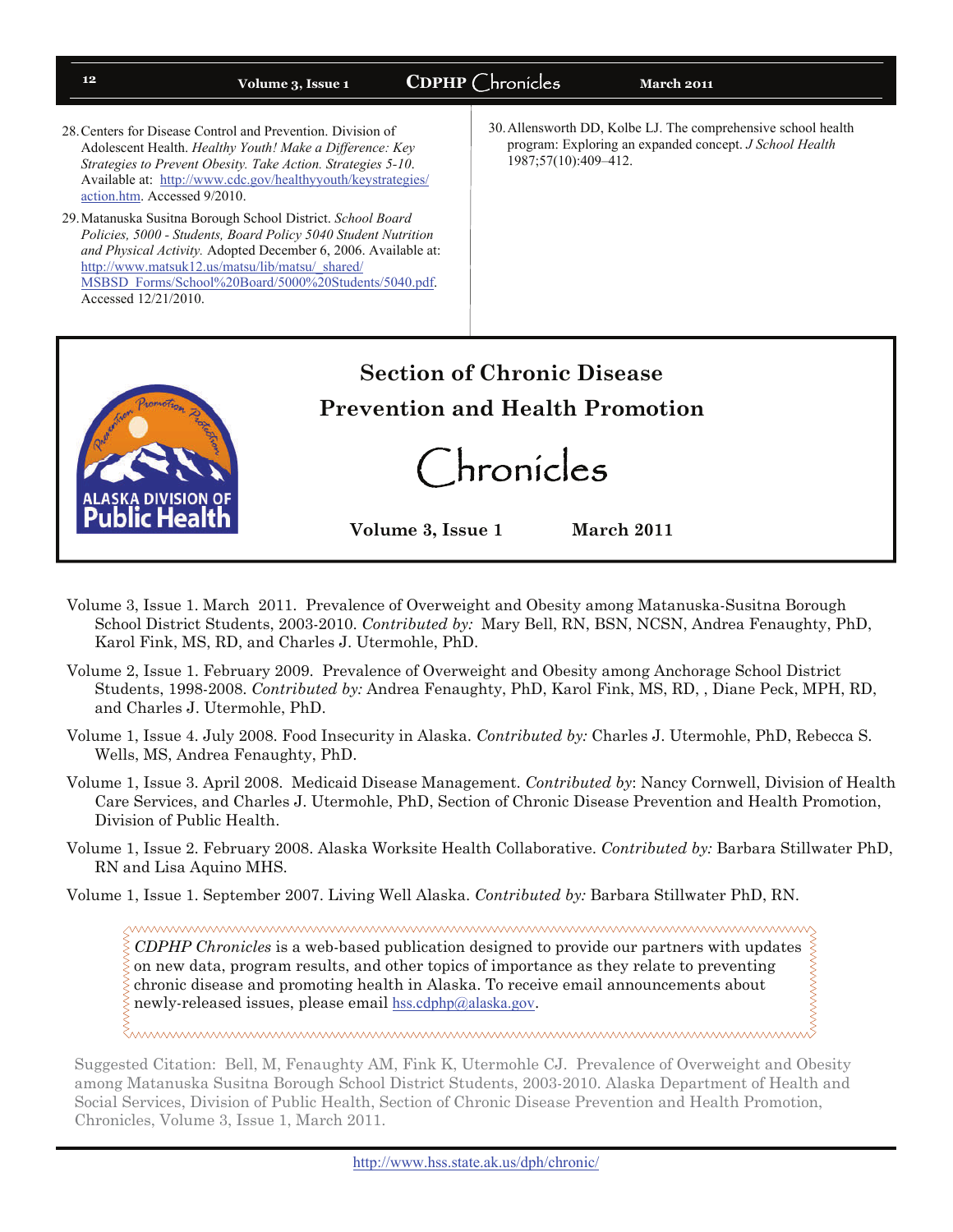28. Centers for Disease Control and Prevention. Division of Adolescent Health. *Healthy Youth! Make a Difference: Key Strategies to Prevent Obesity. Take Action. Strategies 5-10*. Available at: http://www.cdc.gov/healthyyouth/keystrategies/action.htm. Accessed 9/2010.

29. Matanuska Susitna Borough School District. *School Board Policies, 5000 - Students, Board Policy 5040 Student Nutrition and Physical Activity.* Adopted December 6, 2006. Available at: http://www.matsuk12.us/matsu/lib/matsu/_shared/MSBSD_Forms/School%20Board/5000%20Students/5040.pdf. Accessed 12/21/2010.

30. Allensworth DD, Kolbe LJ. The comprehensive school health program: Exploring an expanded concept. *J School Health* 1987;57(10):409–412.

# Section of Chronic Disease Prevention and Health Promotion

## Chronicles

**Volume 3, Issue 1 March 2011**

Volume 3, Issue 1. March 2011. Prevalence of Overweight and Obesity among Matanuska-Susitna Borough School District Students, 2003-2010. *Contributed by:* Mary Bell, RN, BSN, NCSN, Andrea Fenaughty, PhD, Karol Fink, MS, RD, and Charles J. Utermohle, PhD.

Volume 2, Issue 1. February 2009. Prevalence of Overweight and Obesity among Anchorage School District Students, 1998-2008. *Contributed by:* Andrea Fenaughty, PhD, Karol Fink, MS, RD, , Diane Peck, MPH, RD, and Charles J. Utermohle, PhD.

Volume 1, Issue 4. July 2008. Food Insecurity in Alaska. *Contributed by:* Charles J. Utermohle, PhD, Rebecca S. Wells, MS, Andrea Fenaughty, PhD.

Volume 1, Issue 3. April 2008. Medicaid Disease Management. *Contributed by*: Nancy Cornwell, Division of Health Care Services, and Charles J. Utermohle, PhD, Section of Chronic Disease Prevention and Health Promotion, Division of Public Health.

Volume 1, Issue 2. February 2008. Alaska Worksite Health Collaborative. *Contributed by:* Barbara Stillwater PhD, RN and Lisa Aquino MHS.

Volume 1, Issue 1. September 2007. Living Well Alaska. *Contributed by:* Barbara Stillwater PhD, RN.

*CDPHP Chronicles* is a web-based publication designed to provide our partners with updates on new data, program results, and other topics of importance as they relate to preventing chronic disease and promoting health in Alaska. To receive email announcements about newly-released issues, please email hss.cdphp@alaska.gov.

Suggested Citation: Bell, M, Fenaughty AM, Fink K, Utermohle CJ. Prevalence of Overweight and Obesity among Matanuska Susitna Borough School District Students, 2003-2010. Alaska Department of Health and Social Services, Division of Public Health, Section of Chronic Disease Prevention and Health Promotion, Chronicles, Volume 3, Issue 1, March 2011.

http://www.hss.state.ak.us/dph/chronic/